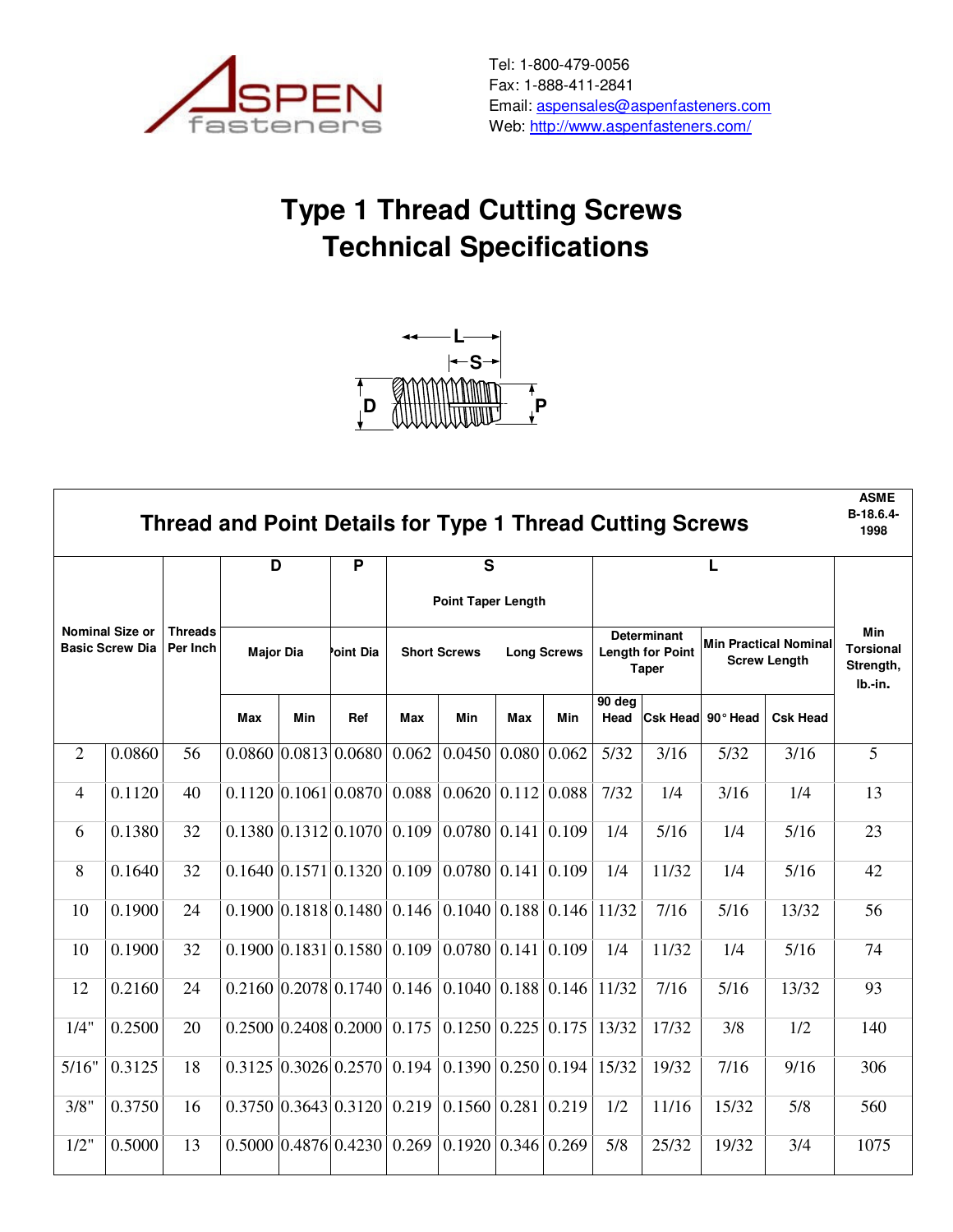Tel: 1-800-479-0056
Fax: 1-888-411-2841
Email: aspensales@aspenfasteners.com
Web: http://www.aspenfasteners.com/

# Type 1 Thread Cutting Screws
# Technical Specifications

L
S
D
P

## Thread and Point Details for Type 1 Thread Cutting Screws

ASME B-18.6.4-1998

| Nominal Size or Basic Screw Dia | | Threads Per Inch | D | | P | S | | | | L | | | | Min Torsional Strength, lb.-in. |
|---|---|---|---|---|---|---|---|---|---|---|---|---|---|---|
| | | | Major Dia | | Point Dia | Point Taper Length | | | | Determinant Length for Point Taper | | Min Practical Nominal Screw Length | | |
| | | | | | | Short Screws | | Long Screws | | | | | | |
| | | | Max | Min | Ref | Max | Min | Max | Min | 90 deg Head | Csk Head | 90° Head | Csk Head | |
| 2 | 0.0860 | 56 | 0.0860 | 0.0813 | 0.0680 | 0.062 | 0.0450 | 0.080 | 0.062 | 5/32 | 3/16 | 5/32 | 3/16 | 5 |
| 4 | 0.1120 | 40 | 0.1120 | 0.1061 | 0.0870 | 0.088 | 0.0620 | 0.112 | 0.088 | 7/32 | 1/4 | 3/16 | 1/4 | 13 |
| 6 | 0.1380 | 32 | 0.1380 | 0.1312 | 0.1070 | 0.109 | 0.0780 | 0.141 | 0.109 | 1/4 | 5/16 | 1/4 | 5/16 | 23 |
| 8 | 0.1640 | 32 | 0.1640 | 0.1571 | 0.1320 | 0.109 | 0.0780 | 0.141 | 0.109 | 1/4 | 11/32 | 1/4 | 5/16 | 42 |
| 10 | 0.1900 | 24 | 0.1900 | 0.1818 | 0.1480 | 0.146 | 0.1040 | 0.188 | 0.146 | 11/32 | 7/16 | 5/16 | 13/32 | 56 |
| 10 | 0.1900 | 32 | 0.1900 | 0.1831 | 0.1580 | 0.109 | 0.0780 | 0.141 | 0.109 | 1/4 | 11/32 | 1/4 | 5/16 | 74 |
| 12 | 0.2160 | 24 | 0.2160 | 0.2078 | 0.1740 | 0.146 | 0.1040 | 0.188 | 0.146 | 11/32 | 7/16 | 5/16 | 13/32 | 93 |
| 1/4" | 0.2500 | 20 | 0.2500 | 0.2408 | 0.2000 | 0.175 | 0.1250 | 0.225 | 0.175 | 13/32 | 17/32 | 3/8 | 1/2 | 140 |
| 5/16" | 0.3125 | 18 | 0.3125 | 0.3026 | 0.2570 | 0.194 | 0.1390 | 0.250 | 0.194 | 15/32 | 19/32 | 7/16 | 9/16 | 306 |
| 3/8" | 0.3750 | 16 | 0.3750 | 0.3643 | 0.3120 | 0.219 | 0.1560 | 0.281 | 0.219 | 1/2 | 11/16 | 15/32 | 5/8 | 560 |
| 1/2" | 0.5000 | 13 | 0.5000 | 0.4876 | 0.4230 | 0.269 | 0.1920 | 0.346 | 0.269 | 5/8 | 25/32 | 19/32 | 3/4 | 1075 |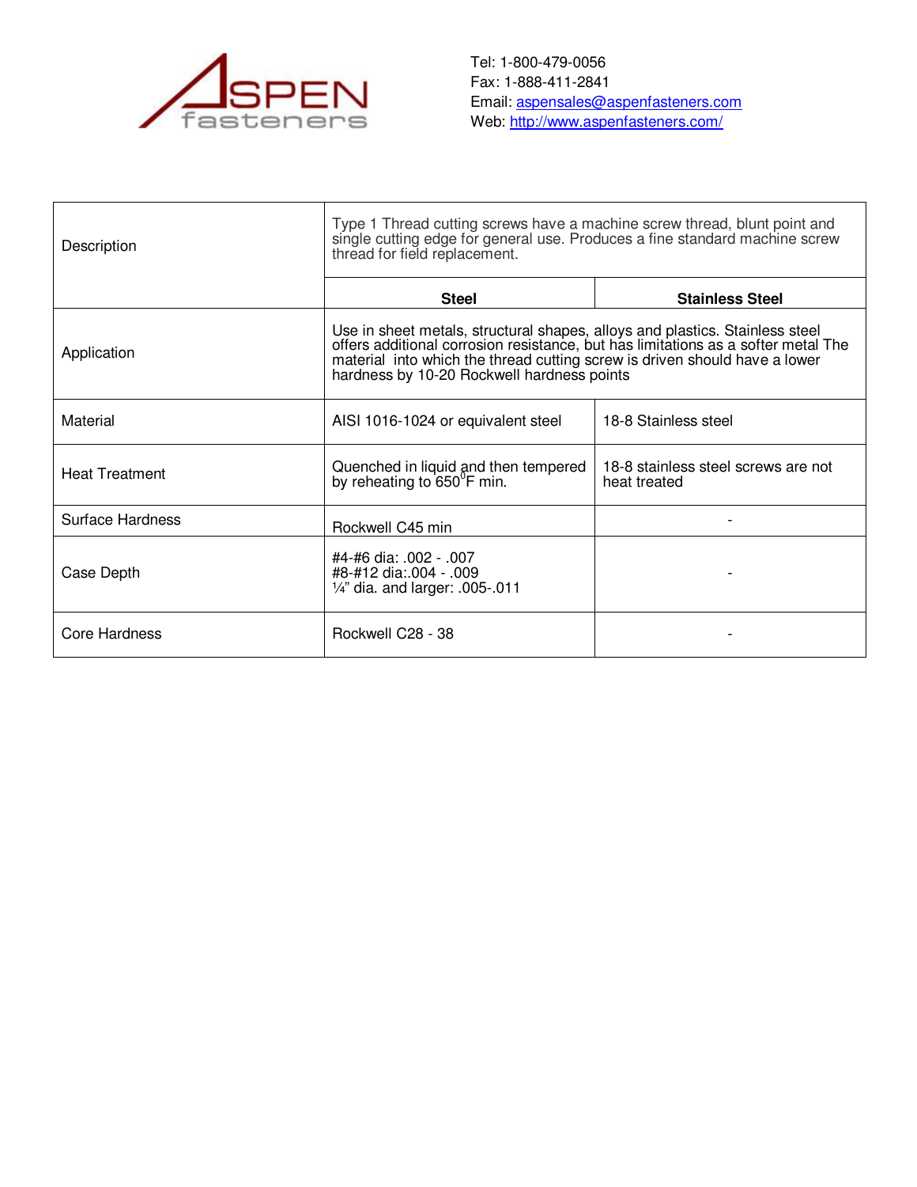ASPEN fasteners

Tel: 1-800-479-0056
Fax: 1-888-411-2841
Email: aspensales@aspenfasteners.com
Web: http://www.aspenfasteners.com/

| | | |
|---|---|---|
| Description | Type 1 Thread cutting screws have a machine screw thread, blunt point and single cutting edge for general use. Produces a fine standard machine screw thread for field replacement. | |
| | **Steel** | **Stainless Steel** |
| Application | Use in sheet metals, structural shapes, alloys and plastics. Stainless steel offers additional corrosion resistance, but has limitations as a softer metal The material into which the thread cutting screw is driven should have a lower hardness by 10-20 Rockwell hardness points | |
| Material | AISI 1016-1024 or equivalent steel | 18-8 Stainless steel |
| Heat Treatment | Quenched in liquid and then tempered by reheating to 650°F min. | 18-8 stainless steel screws are not heat treated |
| Surface Hardness | Rockwell C45 min | - |
| Case Depth | #4-#6 dia: .002 - .007<br>#8-#12 dia:.004 - .009<br>¼" dia. and larger: .005-.011 | - |
| Core Hardness | Rockwell C28 - 38 | - |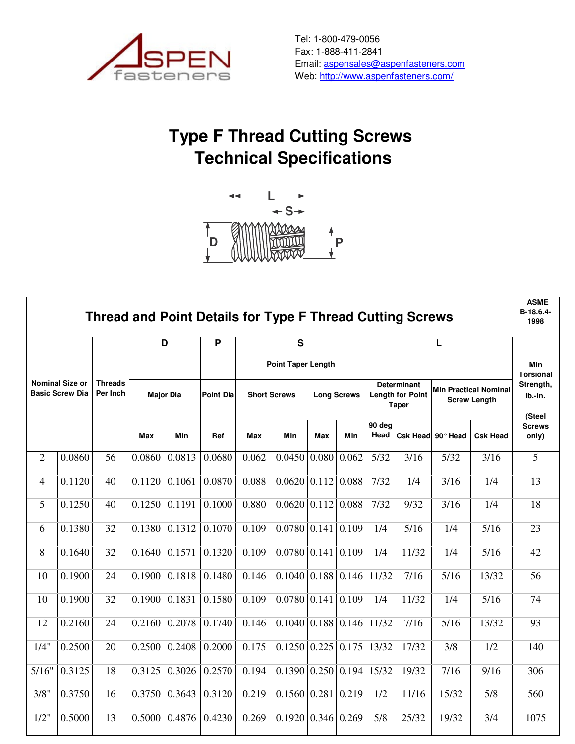Tel: 1-800-479-0056
Fax: 1-888-411-2841
Email: aspensales@aspenfasteners.com
Web: http://www.aspenfasteners.com/

# Type F Thread Cutting Screws Technical Specifications

L
S
D
P

## Thread and Point Details for Type F Thread Cutting Screws

ASME B-18.6.4-1998

| Nominal Size or Basic Screw Dia | | Threads Per Inch | D | | P | S | | | | L | | | | Min Torsional Strength, lb.-in. (Steel Screws only) |
|---|---|---|---|---|---|---|---|---|---|---|---|---|---|---|
| | | | | | | Point Taper Length | | | | | | | | |
| | | | Major Dia | | Point Dia | Short Screws | | Long Screws | | Determinant Length for Point Taper | | Min Practical Nominal Screw Length | | |
| | | | Max | Min | Ref | Max | Min | Max | Min | 90 deg Head | Csk Head | 90° Head | Csk Head | |
| 2 | 0.0860 | 56 | 0.0860 | 0.0813 | 0.0680 | 0.062 | 0.0450 | 0.080 | 0.062 | 5/32 | 3/16 | 5/32 | 3/16 | 5 |
| 4 | 0.1120 | 40 | 0.1120 | 0.1061 | 0.0870 | 0.088 | 0.0620 | 0.112 | 0.088 | 7/32 | 1/4 | 3/16 | 1/4 | 13 |
| 5 | 0.1250 | 40 | 0.1250 | 0.1191 | 0.1000 | 0.880 | 0.0620 | 0.112 | 0.088 | 7/32 | 9/32 | 3/16 | 1/4 | 18 |
| 6 | 0.1380 | 32 | 0.1380 | 0.1312 | 0.1070 | 0.109 | 0.0780 | 0.141 | 0.109 | 1/4 | 5/16 | 1/4 | 5/16 | 23 |
| 8 | 0.1640 | 32 | 0.1640 | 0.1571 | 0.1320 | 0.109 | 0.0780 | 0.141 | 0.109 | 1/4 | 11/32 | 1/4 | 5/16 | 42 |
| 10 | 0.1900 | 24 | 0.1900 | 0.1818 | 0.1480 | 0.146 | 0.1040 | 0.188 | 0.146 | 11/32 | 7/16 | 5/16 | 13/32 | 56 |
| 10 | 0.1900 | 32 | 0.1900 | 0.1831 | 0.1580 | 0.109 | 0.0780 | 0.141 | 0.109 | 1/4 | 11/32 | 1/4 | 5/16 | 74 |
| 12 | 0.2160 | 24 | 0.2160 | 0.2078 | 0.1740 | 0.146 | 0.1040 | 0.188 | 0.146 | 11/32 | 7/16 | 5/16 | 13/32 | 93 |
| 1/4" | 0.2500 | 20 | 0.2500 | 0.2408 | 0.2000 | 0.175 | 0.1250 | 0.225 | 0.175 | 13/32 | 17/32 | 3/8 | 1/2 | 140 |
| 5/16" | 0.3125 | 18 | 0.3125 | 0.3026 | 0.2570 | 0.194 | 0.1390 | 0.250 | 0.194 | 15/32 | 19/32 | 7/16 | 9/16 | 306 |
| 3/8" | 0.3750 | 16 | 0.3750 | 0.3643 | 0.3120 | 0.219 | 0.1560 | 0.281 | 0.219 | 1/2 | 11/16 | 15/32 | 5/8 | 560 |
| 1/2" | 0.5000 | 13 | 0.5000 | 0.4876 | 0.4230 | 0.269 | 0.1920 | 0.346 | 0.269 | 5/8 | 25/32 | 19/32 | 3/4 | 1075 |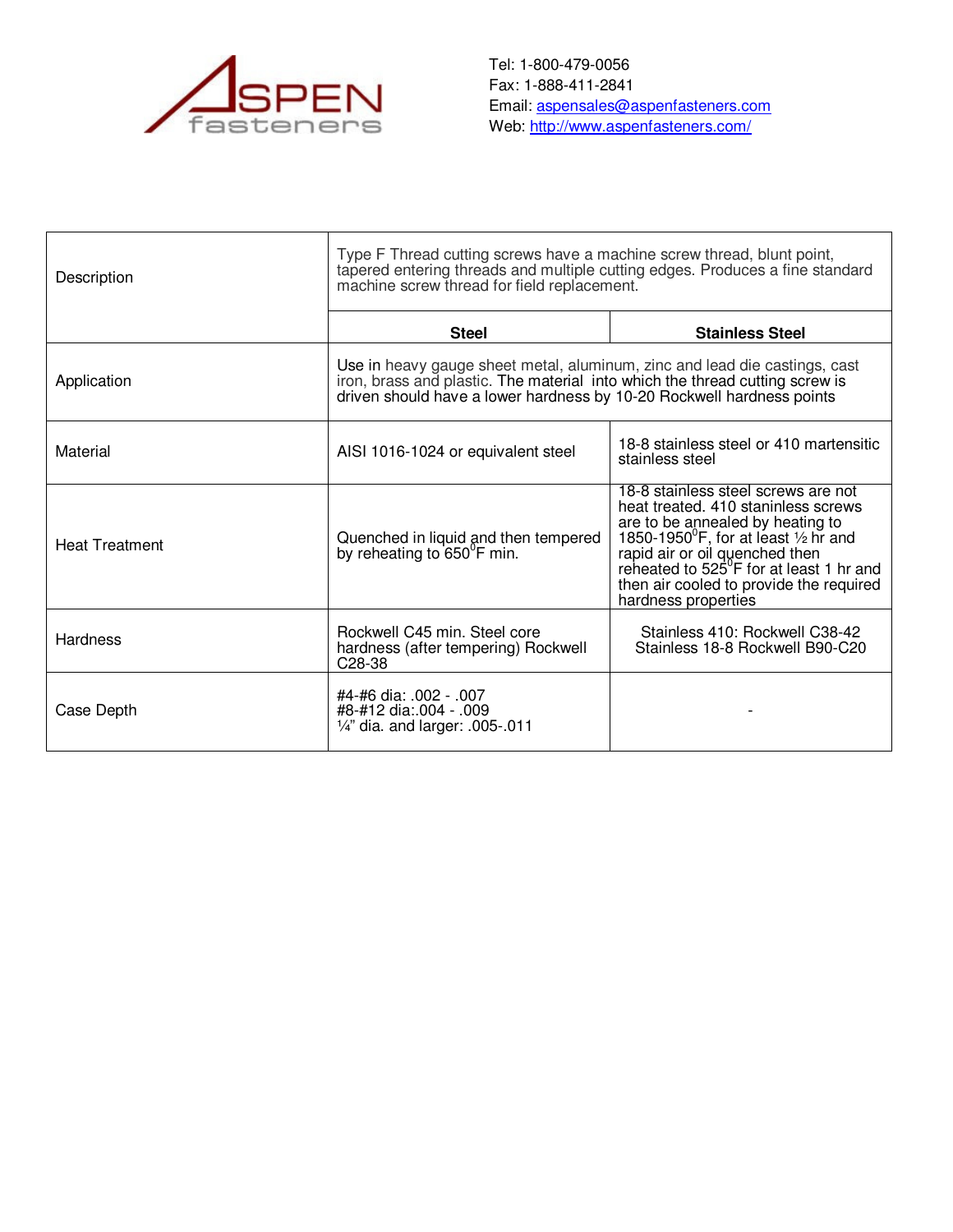Tel: 1-800-479-0056
Fax: 1-888-411-2841
Email: aspensales@aspenfasteners.com
Web: http://www.aspenfasteners.com/

| | | |
|---|---|---|
| Description | Type F Thread cutting screws have a machine screw thread, blunt point, tapered entering threads and multiple cutting edges. Produces a fine standard machine screw thread for field replacement. | |
| | **Steel** | **Stainless Steel** |
| Application | Use in heavy gauge sheet metal, aluminum, zinc and lead die castings, cast iron, brass and plastic. The material into which the thread cutting screw is driven should have a lower hardness by 10-20 Rockwell hardness points | |
| Material | AISI 1016-1024 or equivalent steel | 18-8 stainless steel or 410 martensitic stainless steel |
| Heat Treatment | Quenched in liquid and then tempered by reheating to 650$^0$F min. | 18-8 stainless steel screws are not heat treated. 410 staninless screws are to be annealed by heating to 1850-1950$^0$F, for at least ½ hr and rapid air or oil quenched then reheated to 525$^0$F for at least 1 hr and then air cooled to provide the required hardness properties |
| Hardness | Rockwell C45 min. Steel core hardness (after tempering) Rockwell C28-38 | Stainless 410: Rockwell C38-42<br>Stainless 18-8 Rockwell B90-C20 |
| Case Depth | #4-#6 dia: .002 - .007<br>#8-#12 dia:.004 - .009<br>¼" dia. and larger: .005-.011 | - |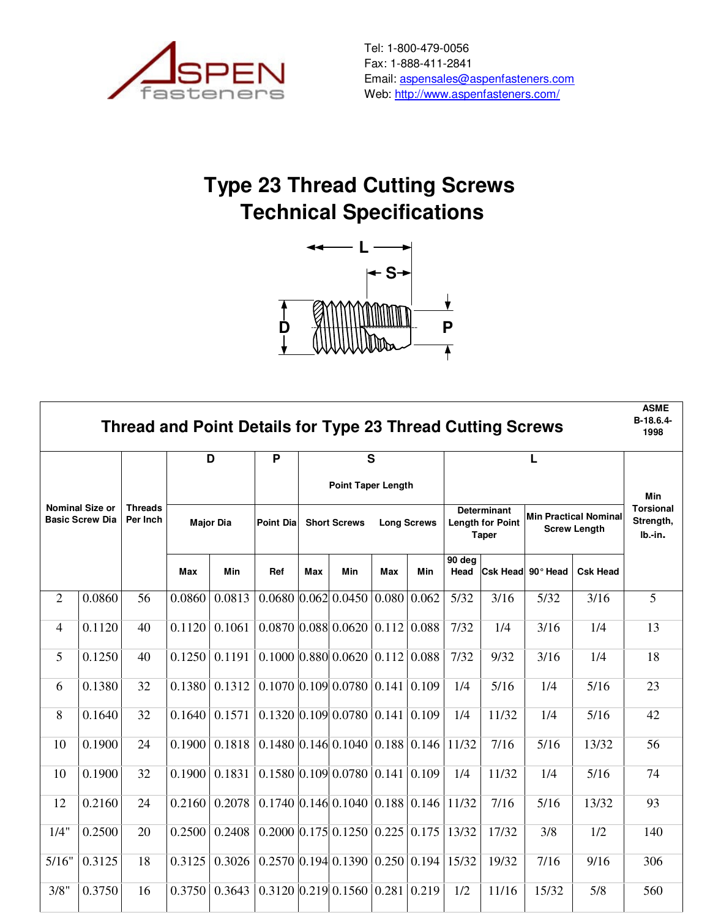Tel: 1-800-479-0056
Fax: 1-888-411-2841
Email: aspensales@aspenfasteners.com
Web: http://www.aspenfasteners.com/

# Type 23 Thread Cutting Screws
# Technical Specifications

L

S

D

P

## Thread and Point Details for Type 23 Thread Cutting Screws

ASME B-18.6.4-1998

| Nominal Size or Basic Screw Dia | | Threads Per Inch | D | | P | S | | | | L | | | | Min Torsional Strength, lb.-in. |
|---|---|---|---|---|---|---|---|---|---|---|---|---|---|---|
| | | | | | | Point Taper Length | | | | | | | | |
| | | | Major Dia | | Point Dia | Short Screws | | Long Screws | | Determinant Length for Point Taper | | Min Practical Nominal Screw Length | | |
| | | | Max | Min | Ref | Max | Min | Max | Min | 90 deg Head | Csk Head | 90° Head | Csk Head | |
| 2 | 0.0860 | 56 | 0.0860 | 0.0813 | 0.0680 | 0.062 | 0.0450 | 0.080 | 0.062 | 5/32 | 3/16 | 5/32 | 3/16 | 5 |
| 4 | 0.1120 | 40 | 0.1120 | 0.1061 | 0.0870 | 0.088 | 0.0620 | 0.112 | 0.088 | 7/32 | 1/4 | 3/16 | 1/4 | 13 |
| 5 | 0.1250 | 40 | 0.1250 | 0.1191 | 0.1000 | 0.880 | 0.0620 | 0.112 | 0.088 | 7/32 | 9/32 | 3/16 | 1/4 | 18 |
| 6 | 0.1380 | 32 | 0.1380 | 0.1312 | 0.1070 | 0.109 | 0.0780 | 0.141 | 0.109 | 1/4 | 5/16 | 1/4 | 5/16 | 23 |
| 8 | 0.1640 | 32 | 0.1640 | 0.1571 | 0.1320 | 0.109 | 0.0780 | 0.141 | 0.109 | 1/4 | 11/32 | 1/4 | 5/16 | 42 |
| 10 | 0.1900 | 24 | 0.1900 | 0.1818 | 0.1480 | 0.146 | 0.1040 | 0.188 | 0.146 | 11/32 | 7/16 | 5/16 | 13/32 | 56 |
| 10 | 0.1900 | 32 | 0.1900 | 0.1831 | 0.1580 | 0.109 | 0.0780 | 0.141 | 0.109 | 1/4 | 11/32 | 1/4 | 5/16 | 74 |
| 12 | 0.2160 | 24 | 0.2160 | 0.2078 | 0.1740 | 0.146 | 0.1040 | 0.188 | 0.146 | 11/32 | 7/16 | 5/16 | 13/32 | 93 |
| 1/4" | 0.2500 | 20 | 0.2500 | 0.2408 | 0.2000 | 0.175 | 0.1250 | 0.225 | 0.175 | 13/32 | 17/32 | 3/8 | 1/2 | 140 |
| 5/16" | 0.3125 | 18 | 0.3125 | 0.3026 | 0.2570 | 0.194 | 0.1390 | 0.250 | 0.194 | 15/32 | 19/32 | 7/16 | 9/16 | 306 |
| 3/8" | 0.3750 | 16 | 0.3750 | 0.3643 | 0.3120 | 0.219 | 0.1560 | 0.281 | 0.219 | 1/2 | 11/16 | 15/32 | 5/8 | 560 |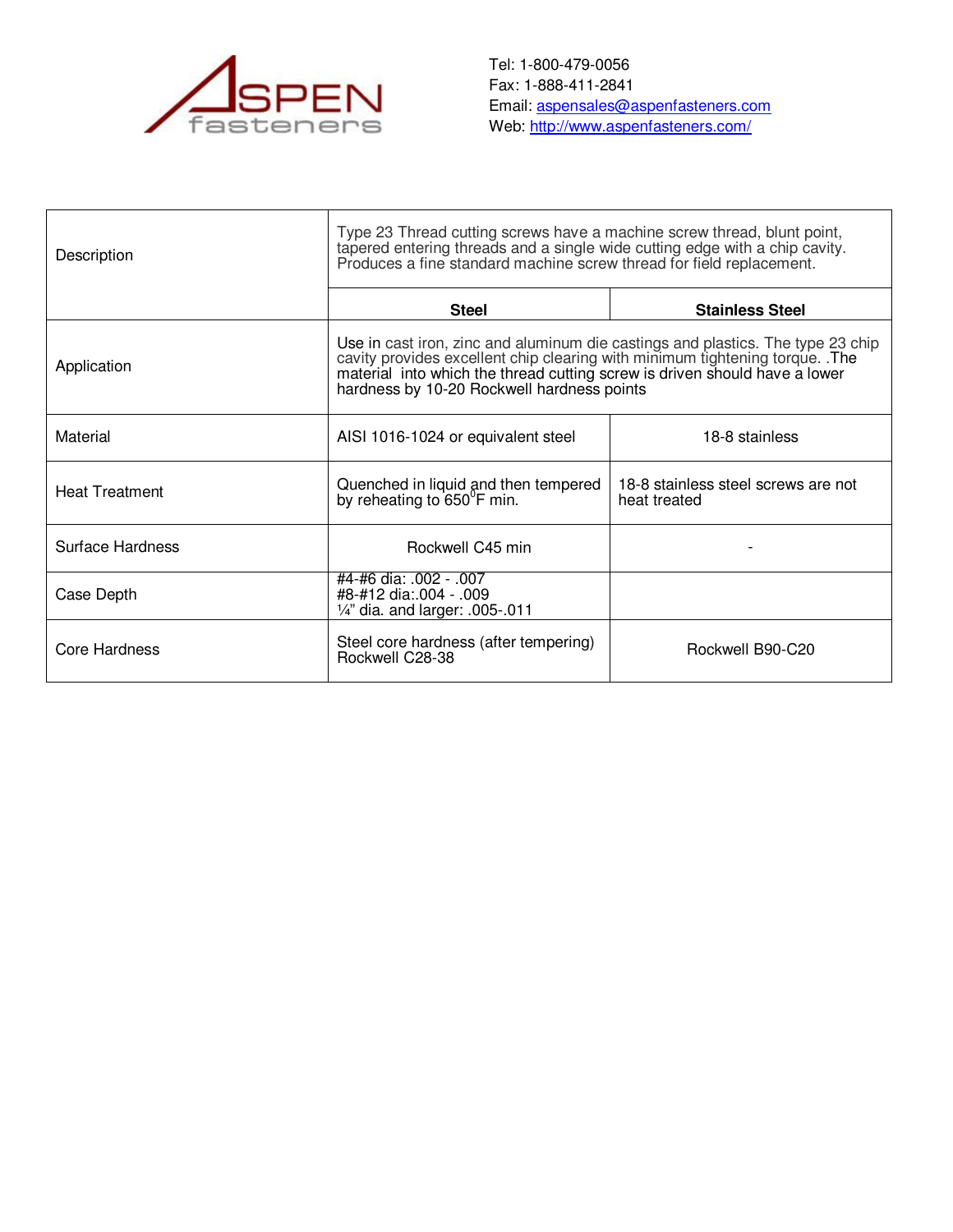Tel: 1-800-479-0056
Fax: 1-888-411-2841
Email: aspensales@aspenfasteners.com
Web: http://www.aspenfasteners.com/

| | | |
|---|---|---|
| Description | Type 23 Thread cutting screws have a machine screw thread, blunt point, tapered entering threads and a single wide cutting edge with a chip cavity. Produces a fine standard machine screw thread for field replacement. | |
| | **Steel** | **Stainless Steel** |
| Application | Use in cast iron, zinc and aluminum die castings and plastics. The type 23 chip cavity provides excellent chip clearing with minimum tightening torque. .The material into which the thread cutting screw is driven should have a lower hardness by 10-20 Rockwell hardness points | |
| Material | AISI 1016-1024 or equivalent steel | 18-8 stainless |
| Heat Treatment | Quenched in liquid and then tempered by reheating to 650$^{0}$F min. | 18-8 stainless steel screws are not heat treated |
| Surface Hardness | Rockwell C45 min | - |
| Case Depth | #4-#6 dia: .002 - .007<br>#8-#12 dia:.004 - .009<br>¼" dia. and larger: .005-.011 | |
| Core Hardness | Steel core hardness (after tempering) Rockwell C28-38 | Rockwell B90-C20 |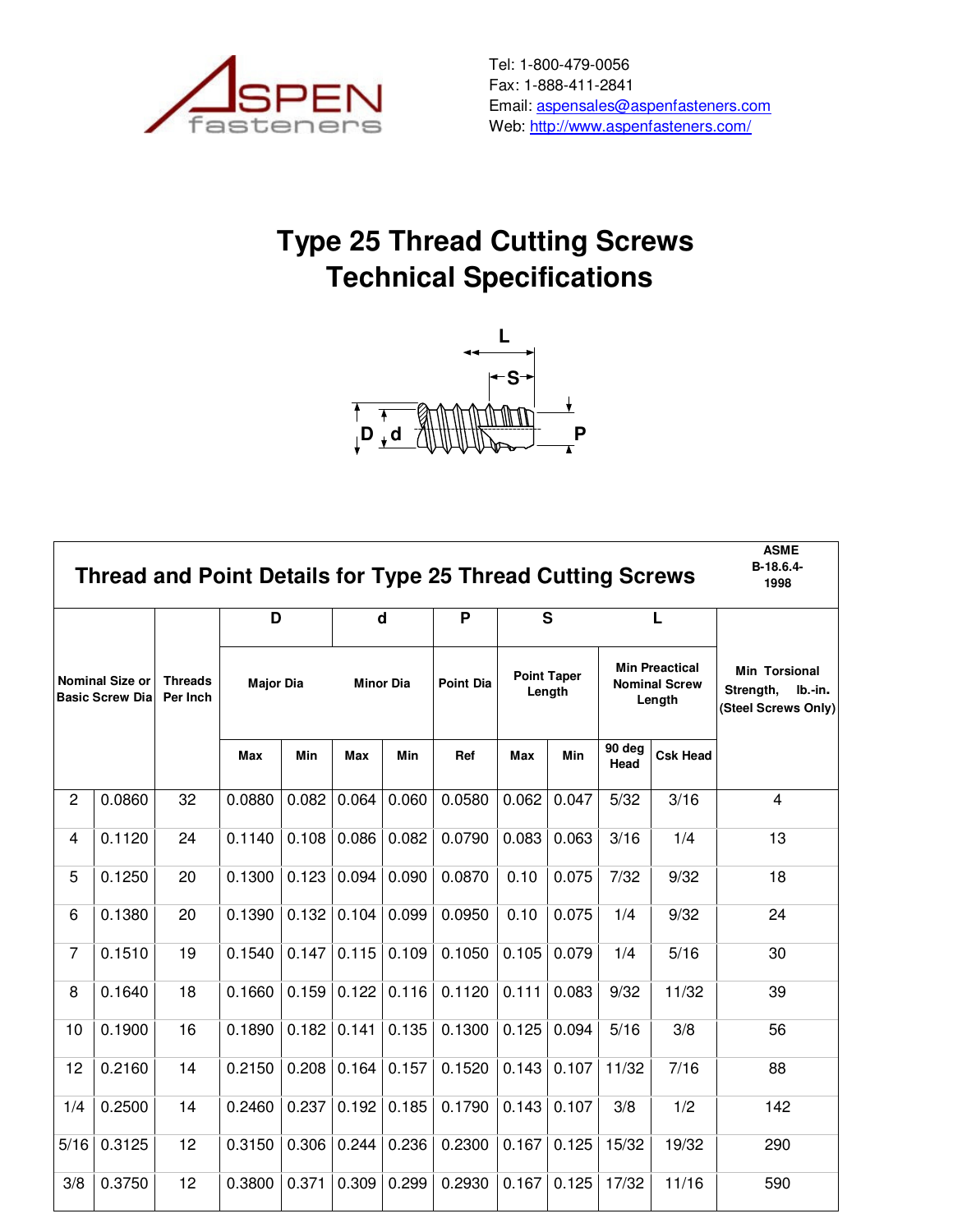Tel: 1-800-479-0056
Fax: 1-888-411-2841
Email: aspensales@aspenfasteners.com
Web: http://www.aspenfasteners.com/

# Type 25 Thread Cutting Screws Technical Specifications

L
S
D d
P

## Thread and Point Details for Type 25 Thread Cutting Screws

ASME B-18.6.4-1998

| Nominal Size or Basic Screw Dia | | Threads Per Inch | D Major Dia | | d Minor Dia | | P Point Dia | S Point Taper Length | | L Min Preactical Nominal Screw Length | | Min Torsional Strength, lb.-in. (Steel Screws Only) |
|---|---|---|---|---|---|---|---|---|---|---|---|---|
| | | | Max | Min | Max | Min | Ref | Max | Min | 90 deg Head | Csk Head | |
| 2 | 0.0860 | 32 | 0.0880 | 0.082 | 0.064 | 0.060 | 0.0580 | 0.062 | 0.047 | 5/32 | 3/16 | 4 |
| 4 | 0.1120 | 24 | 0.1140 | 0.108 | 0.086 | 0.082 | 0.0790 | 0.083 | 0.063 | 3/16 | 1/4 | 13 |
| 5 | 0.1250 | 20 | 0.1300 | 0.123 | 0.094 | 0.090 | 0.0870 | 0.10 | 0.075 | 7/32 | 9/32 | 18 |
| 6 | 0.1380 | 20 | 0.1390 | 0.132 | 0.104 | 0.099 | 0.0950 | 0.10 | 0.075 | 1/4 | 9/32 | 24 |
| 7 | 0.1510 | 19 | 0.1540 | 0.147 | 0.115 | 0.109 | 0.1050 | 0.105 | 0.079 | 1/4 | 5/16 | 30 |
| 8 | 0.1640 | 18 | 0.1660 | 0.159 | 0.122 | 0.116 | 0.1120 | 0.111 | 0.083 | 9/32 | 11/32 | 39 |
| 10 | 0.1900 | 16 | 0.1890 | 0.182 | 0.141 | 0.135 | 0.1300 | 0.125 | 0.094 | 5/16 | 3/8 | 56 |
| 12 | 0.2160 | 14 | 0.2150 | 0.208 | 0.164 | 0.157 | 0.1520 | 0.143 | 0.107 | 11/32 | 7/16 | 88 |
| 1/4 | 0.2500 | 14 | 0.2460 | 0.237 | 0.192 | 0.185 | 0.1790 | 0.143 | 0.107 | 3/8 | 1/2 | 142 |
| 5/16 | 0.3125 | 12 | 0.3150 | 0.306 | 0.244 | 0.236 | 0.2300 | 0.167 | 0.125 | 15/32 | 19/32 | 290 |
| 3/8 | 0.3750 | 12 | 0.3800 | 0.371 | 0.309 | 0.299 | 0.2930 | 0.167 | 0.125 | 17/32 | 11/16 | 590 |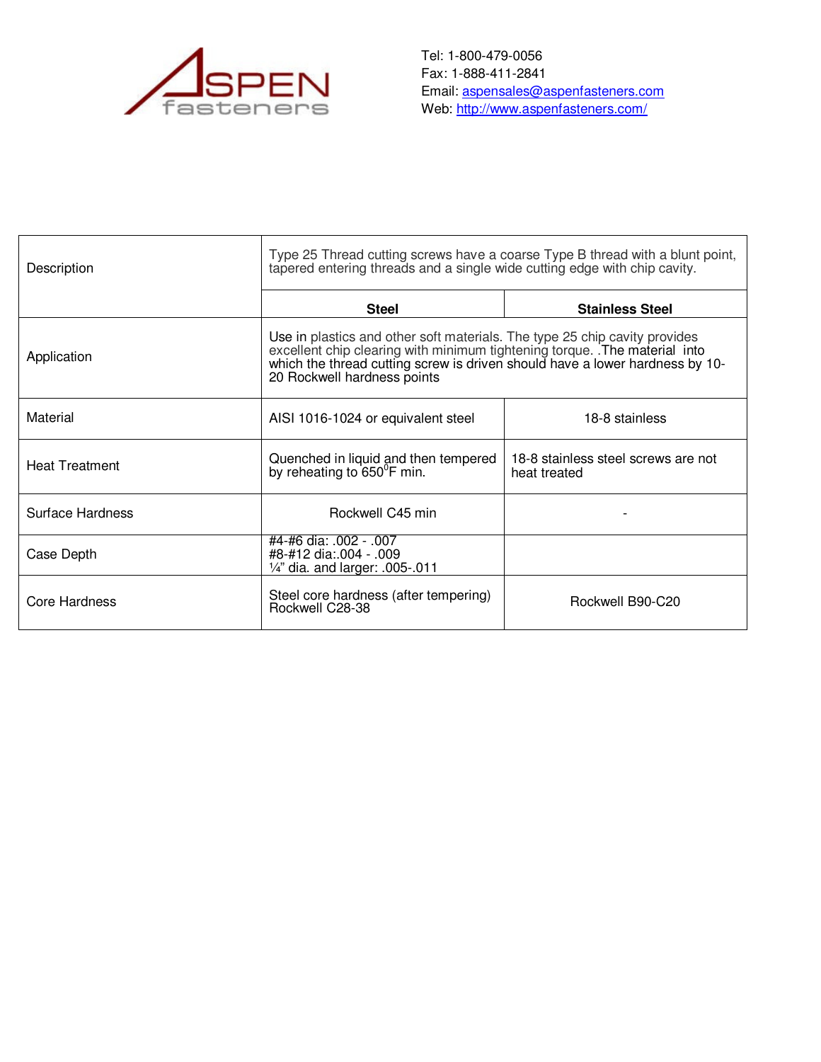ASPEN fasteners

Tel: 1-800-479-0056
Fax: 1-888-411-2841
Email: aspensales@aspenfasteners.com
Web: http://www.aspenfasteners.com/

| | | |
|---|---|---|
| Description | Type 25 Thread cutting screws have a coarse Type B thread with a blunt point, tapered entering threads and a single wide cutting edge with chip cavity. | |
| | **Steel** | **Stainless Steel** |
| Application | Use in plastics and other soft materials. The type 25 chip cavity provides excellent chip clearing with minimum tightening torque. .The material into which the thread cutting screw is driven should have a lower hardness by 10-20 Rockwell hardness points | |
| Material | AISI 1016-1024 or equivalent steel | 18-8 stainless |
| Heat Treatment | Quenched in liquid and then tempered by reheating to $650^{0}$F min. | 18-8 stainless steel screws are not heat treated |
| Surface Hardness | Rockwell C45 min | - |
| Case Depth | #4-#6 dia: .002 - .007<br>#8-#12 dia:.004 - .009<br>¼" dia. and larger: .005-.011 | |
| Core Hardness | Steel core hardness (after tempering) Rockwell C28-38 | Rockwell B90-C20 |